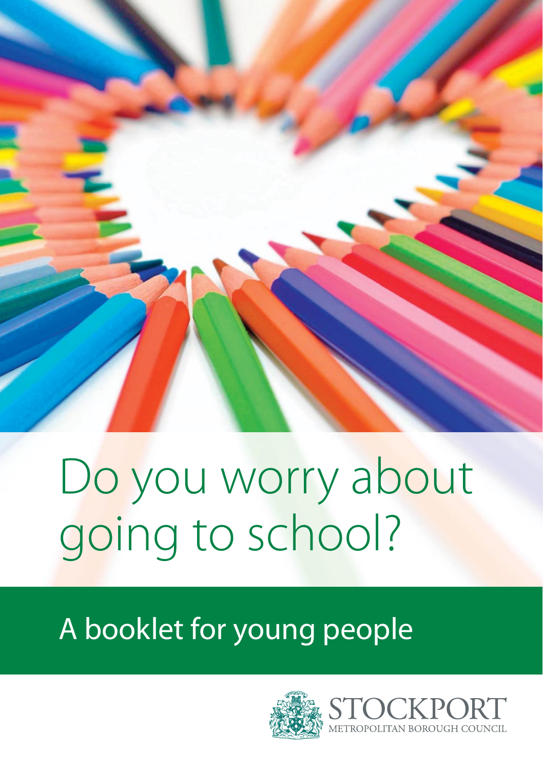# Do you worry about going to school?

## A booklet for young people

STOCKPORT
METROPOLITAN BOROUGH COUNCIL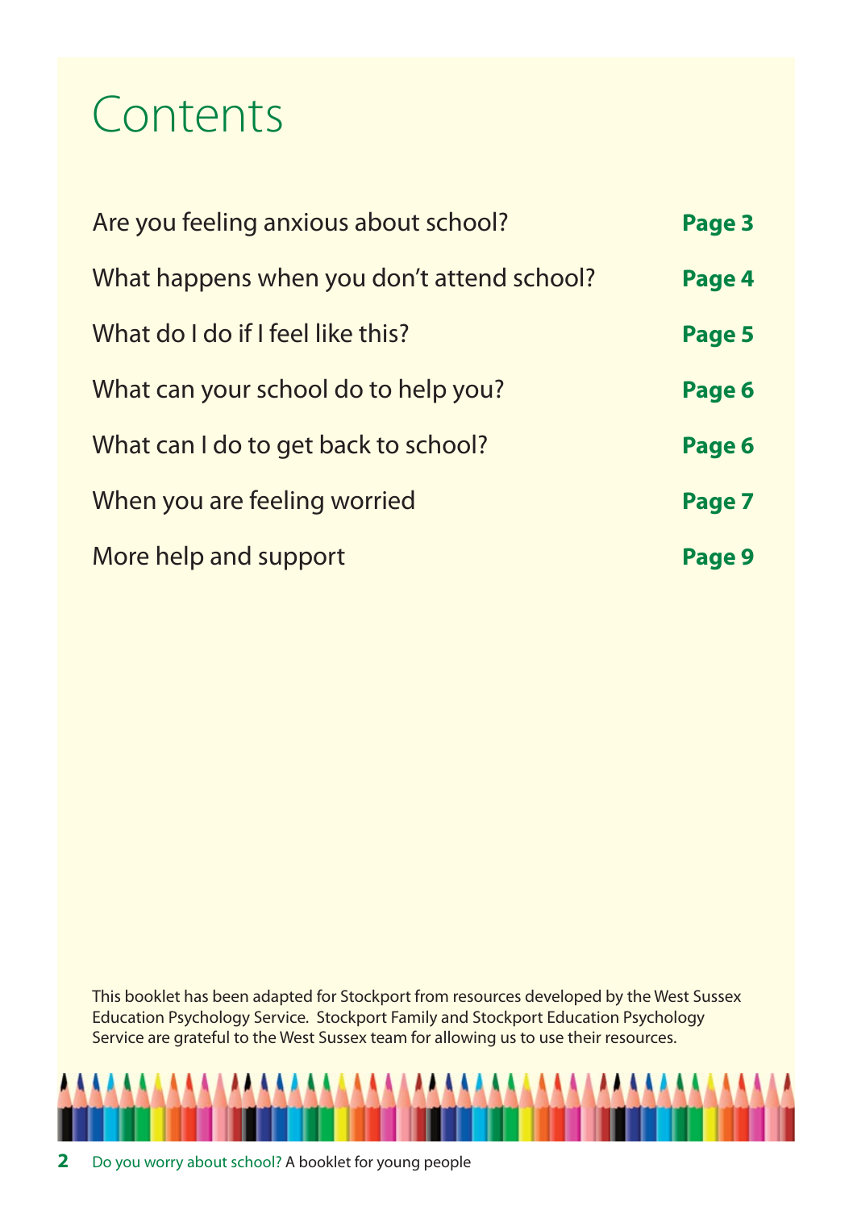# Contents

| | |
|---|---|
| Are you feeling anxious about school? | **Page 3** |
| What happens when you don't attend school? | **Page 4** |
| What do I do if I feel like this? | **Page 5** |
| What can your school do to help you? | **Page 6** |
| What can I do to get back to school? | **Page 6** |
| When you are feeling worried | **Page 7** |
| More help and support | **Page 9** |

This booklet has been adapted for Stockport from resources developed by the West Sussex Education Psychology Service. Stockport Family and Stockport Education Psychology Service are grateful to the West Sussex team for allowing us to use their resources.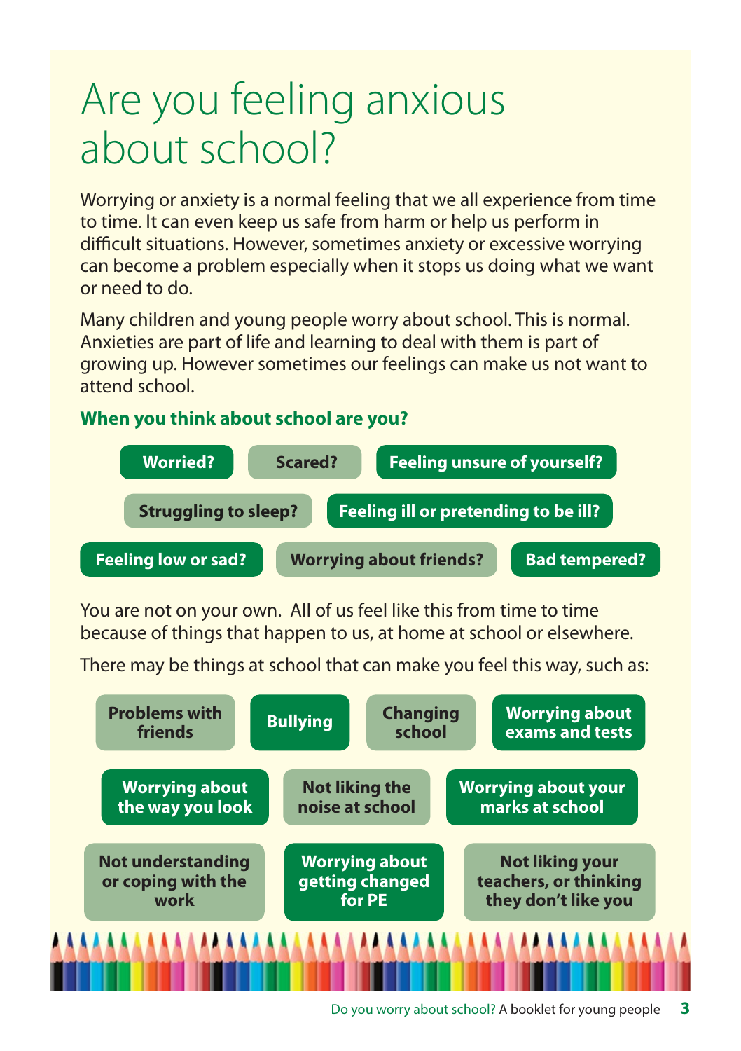# Are you feeling anxious about school?

Worrying or anxiety is a normal feeling that we all experience from time to time. It can even keep us safe from harm or help us perform in difficult situations. However, sometimes anxiety or excessive worrying can become a problem especially when it stops us doing what we want or need to do.

Many children and young people worry about school. This is normal. Anxieties are part of life and learning to deal with them is part of growing up. However sometimes our feelings can make us not want to attend school.

**When you think about school are you?**

- **Worried?**
- **Scared?**
- **Feeling unsure of yourself?**
- **Struggling to sleep?**
- **Feeling ill or pretending to be ill?**
- **Feeling low or sad?**
- **Worrying about friends?**
- **Bad tempered?**

You are not on your own. All of us feel like this from time to time because of things that happen to us, at home at school or elsewhere.

There may be things at school that can make you feel this way, such as:

- **Problems with friends**
- **Bullying**
- **Changing school**
- **Worrying about exams and tests**
- **Worrying about the way you look**
- **Not liking the noise at school**
- **Worrying about your marks at school**
- **Not understanding or coping with the work**
- **Worrying about getting changed for PE**
- **Not liking your teachers, or thinking they don't like you**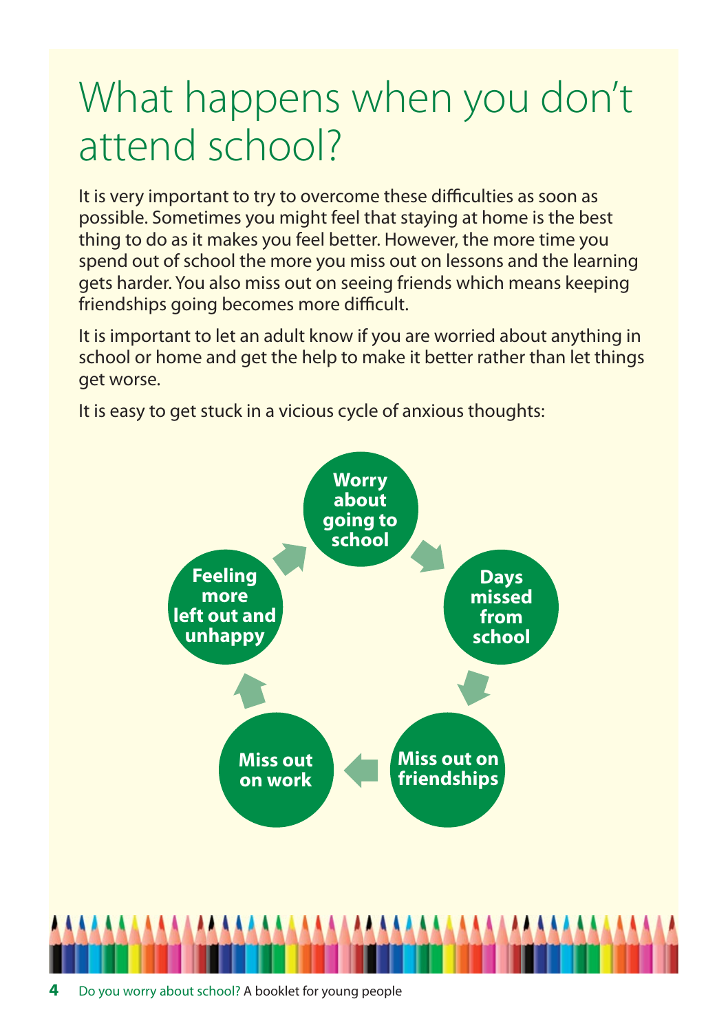# What happens when you don't attend school?

It is very important to try to overcome these difficulties as soon as possible. Sometimes you might feel that staying at home is the best thing to do as it makes you feel better. However, the more time you spend out of school the more you miss out on lessons and the learning gets harder. You also miss out on seeing friends which means keeping friendships going becomes more difficult.

It is important to let an adult know if you are worried about anything in school or home and get the help to make it better rather than let things get worse.

It is easy to get stuck in a vicious cycle of anxious thoughts:

- **Worry about going to school**
- **Days missed from school**
- **Miss out on friendships**
- **Miss out on work**
- **Feeling more left out and unhappy**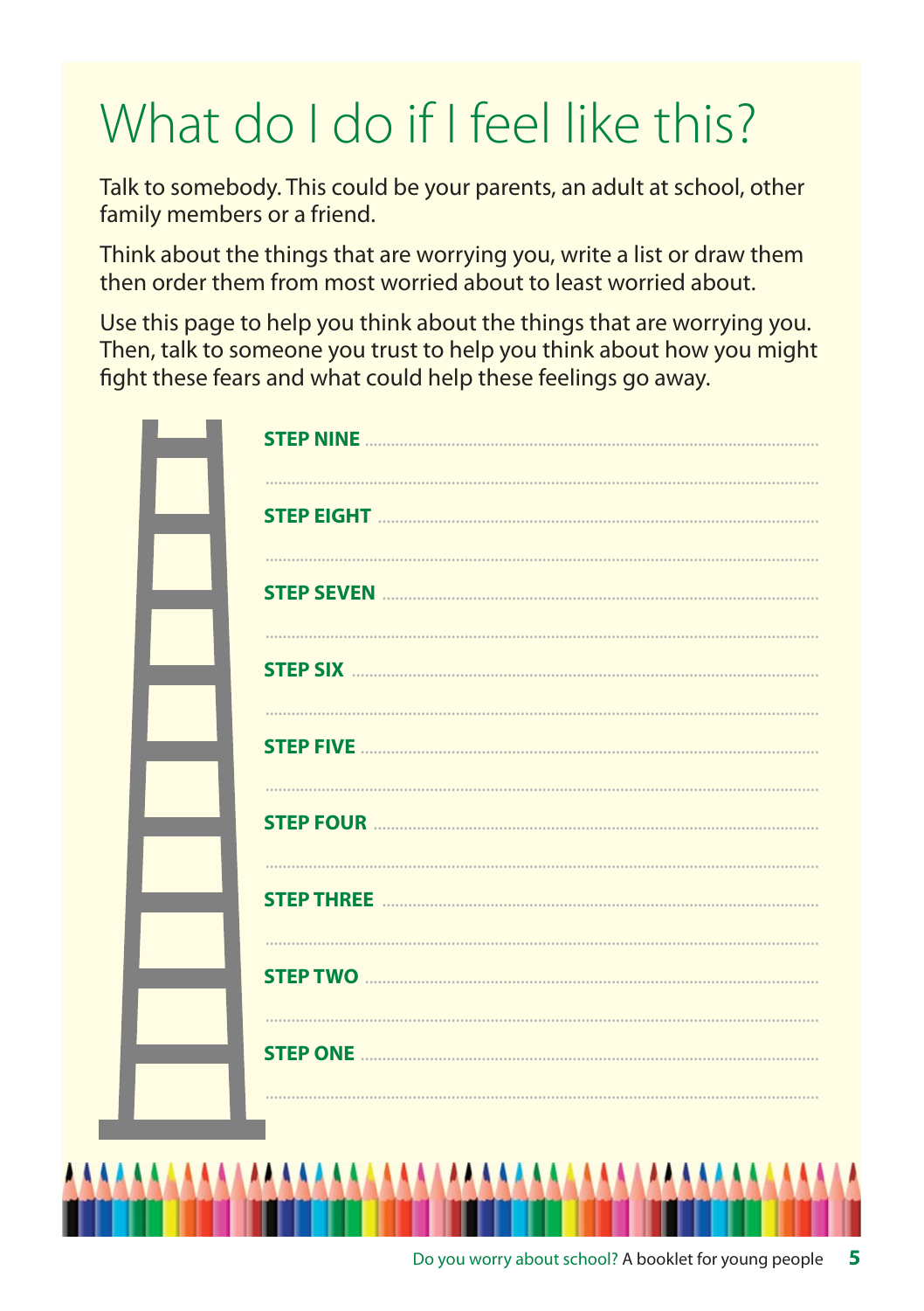# What do I do if I feel like this?

Talk to somebody. This could be your parents, an adult at school, other family members or a friend.

Think about the things that are worrying you, write a list or draw them then order them from most worried about to least worried about.

Use this page to help you think about the things that are worrying you. Then, talk to someone you trust to help you think about how you might fight these fears and what could help these feelings go away.

**STEP NINE** ..................................................................................

..................................................................................

**STEP EIGHT** ..................................................................................

..................................................................................

**STEP SEVEN** ..................................................................................

..................................................................................

**STEP SIX** ..................................................................................

..................................................................................

**STEP FIVE** ..................................................................................

..................................................................................

**STEP FOUR** ..................................................................................

..................................................................................

**STEP THREE** ..................................................................................

..................................................................................

**STEP TWO** ..................................................................................

..................................................................................

**STEP ONE** ..................................................................................

..................................................................................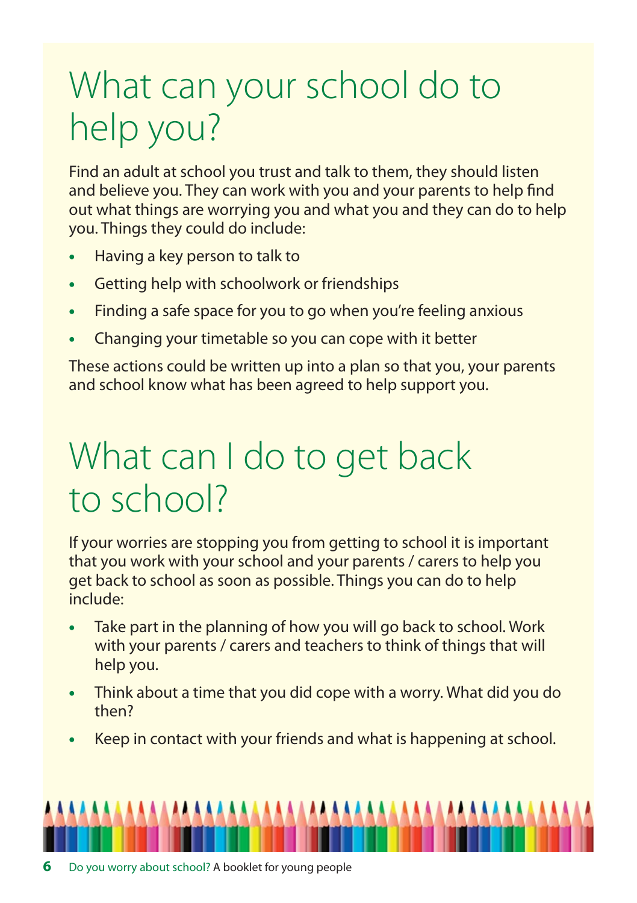# What can your school do to help you?

Find an adult at school you trust and talk to them, they should listen and believe you. They can work with you and your parents to help find out what things are worrying you and what you and they can do to help you. Things they could do include:

- Having a key person to talk to
- Getting help with schoolwork or friendships
- Finding a safe space for you to go when you're feeling anxious
- Changing your timetable so you can cope with it better

These actions could be written up into a plan so that you, your parents and school know what has been agreed to help support you.

# What can I do to get back to school?

If your worries are stopping you from getting to school it is important that you work with your school and your parents / carers to help you get back to school as soon as possible. Things you can do to help include:

- Take part in the planning of how you will go back to school. Work with your parents / carers and teachers to think of things that will help you.
- Think about a time that you did cope with a worry. What did you do then?
- Keep in contact with your friends and what is happening at school.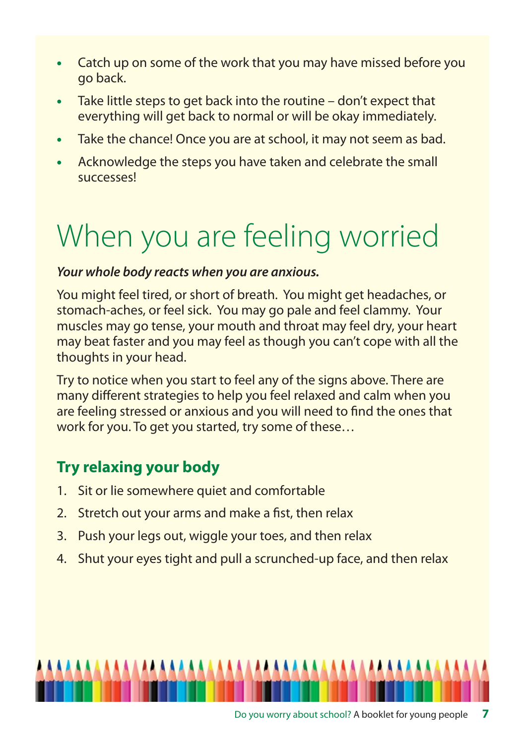- Catch up on some of the work that you may have missed before you go back.
- Take little steps to get back into the routine – don't expect that everything will get back to normal or will be okay immediately.
- Take the chance! Once you are at school, it may not seem as bad.
- Acknowledge the steps you have taken and celebrate the small successes!

# When you are feeling worried

***Your whole body reacts when you are anxious.***

You might feel tired, or short of breath. You might get headaches, or stomach-aches, or feel sick. You may go pale and feel clammy. Your muscles may go tense, your mouth and throat may feel dry, your heart may beat faster and you may feel as though you can't cope with all the thoughts in your head.

Try to notice when you start to feel any of the signs above. There are many different strategies to help you feel relaxed and calm when you are feeling stressed or anxious and you will need to find the ones that work for you. To get you started, try some of these…

## Try relaxing your body

1. Sit or lie somewhere quiet and comfortable
2. Stretch out your arms and make a fist, then relax
3. Push your legs out, wiggle your toes, and then relax
4. Shut your eyes tight and pull a scrunched-up face, and then relax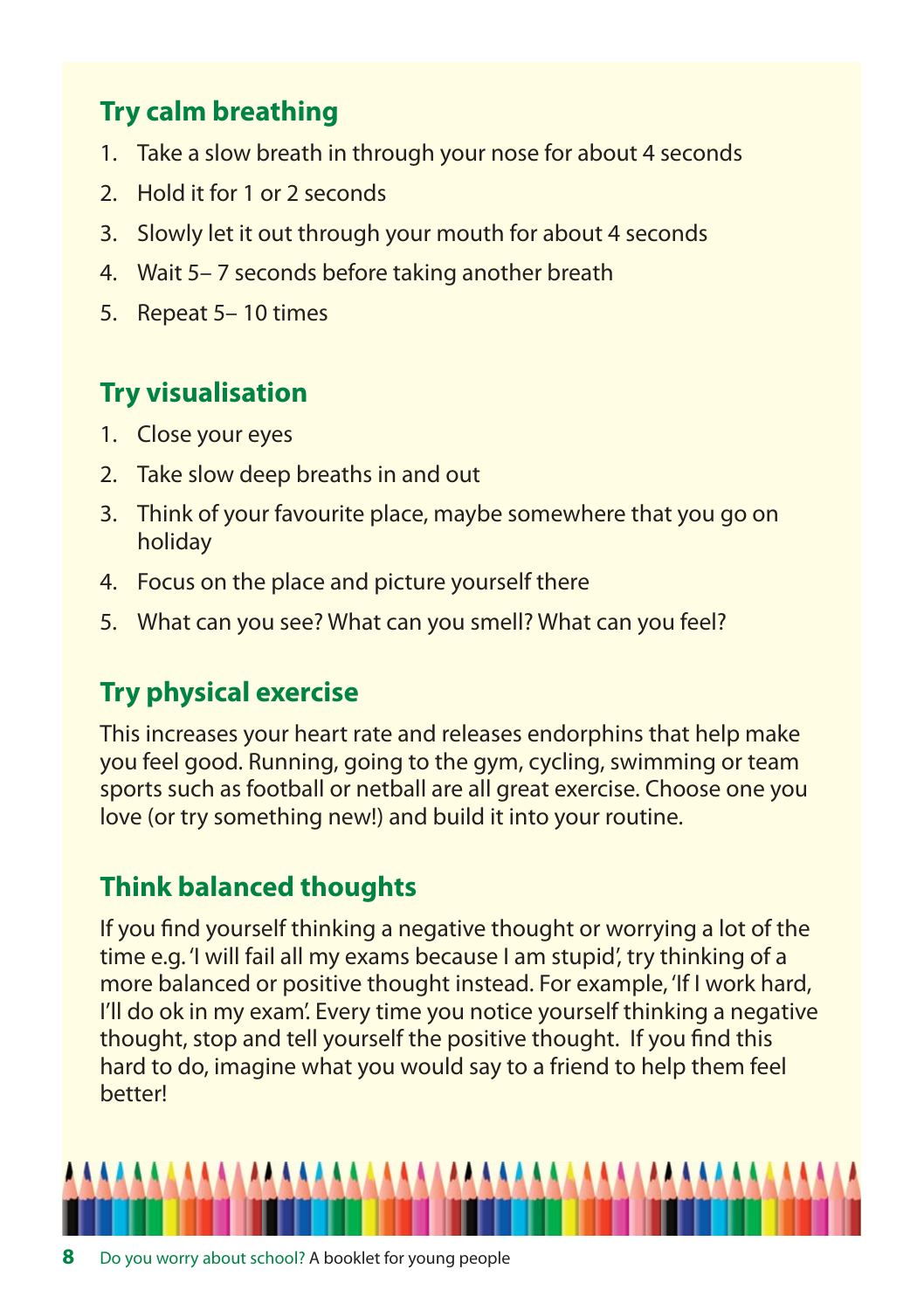## Try calm breathing

1. Take a slow breath in through your nose for about 4 seconds
2. Hold it for 1 or 2 seconds
3. Slowly let it out through your mouth for about 4 seconds
4. Wait 5– 7 seconds before taking another breath
5. Repeat 5– 10 times

## Try visualisation

1. Close your eyes
2. Take slow deep breaths in and out
3. Think of your favourite place, maybe somewhere that you go on holiday
4. Focus on the place and picture yourself there
5. What can you see? What can you smell? What can you feel?

## Try physical exercise

This increases your heart rate and releases endorphins that help make you feel good. Running, going to the gym, cycling, swimming or team sports such as football or netball are all great exercise. Choose one you love (or try something new!) and build it into your routine.

## Think balanced thoughts

If you find yourself thinking a negative thought or worrying a lot of the time e.g. 'I will fail all my exams because I am stupid', try thinking of a more balanced or positive thought instead. For example, 'If I work hard, I'll do ok in my exam'. Every time you notice yourself thinking a negative thought, stop and tell yourself the positive thought. If you find this hard to do, imagine what you would say to a friend to help them feel better!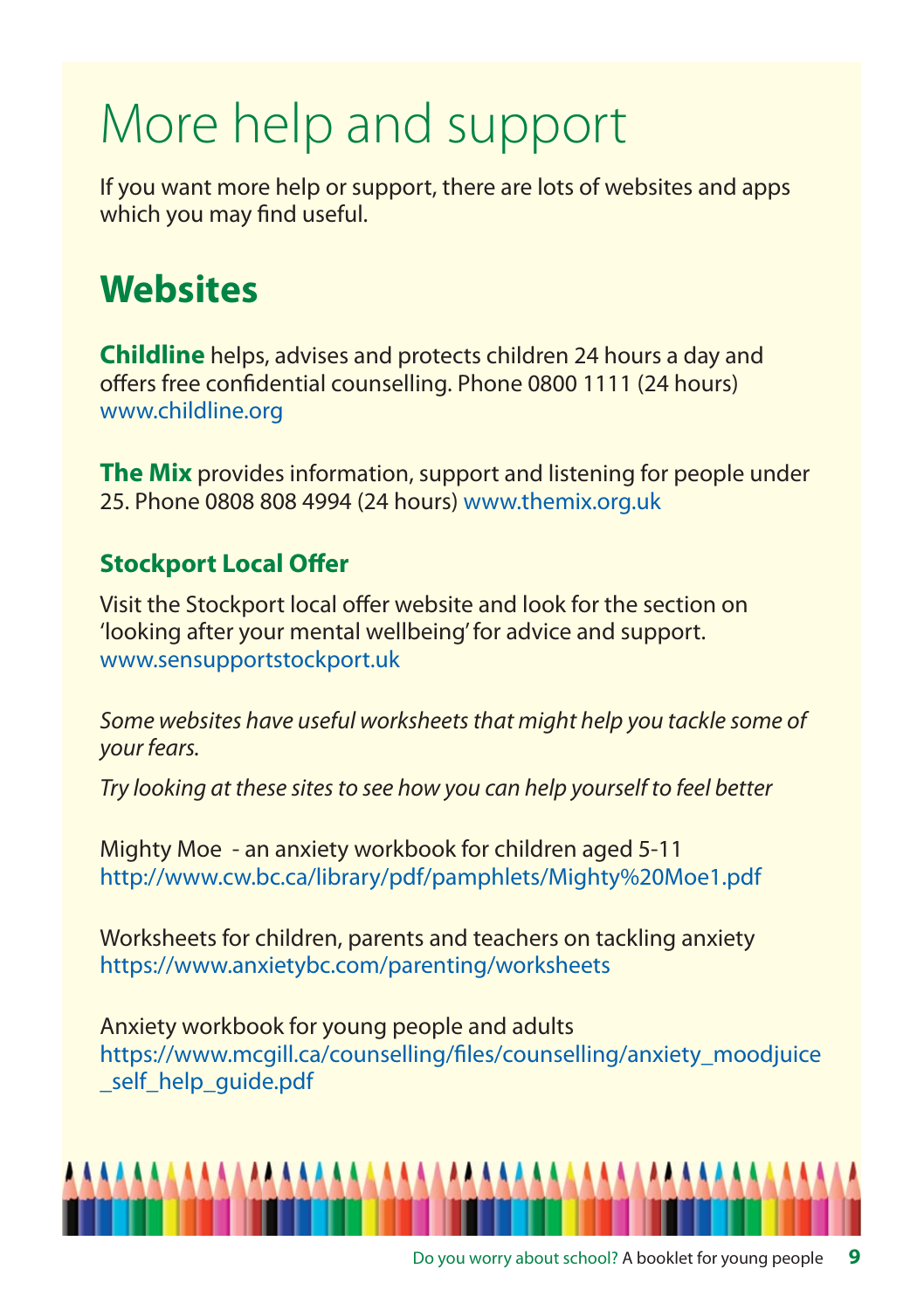# More help and support

If you want more help or support, there are lots of websites and apps which you may find useful.

## Websites

**Childline** helps, advises and protects children 24 hours a day and offers free confidential counselling. Phone 0800 1111 (24 hours) www.childline.org

**The Mix** provides information, support and listening for people under 25. Phone 0808 808 4994 (24 hours) www.themix.org.uk

### Stockport Local Offer

Visit the Stockport local offer website and look for the section on 'looking after your mental wellbeing' for advice and support. www.sensupportstockport.uk

*Some websites have useful worksheets that might help you tackle some of your fears.*

*Try looking at these sites to see how you can help yourself to feel better*

Mighty Moe - an anxiety workbook for children aged 5-11 http://www.cw.bc.ca/library/pdf/pamphlets/Mighty%20Moe1.pdf

Worksheets for children, parents and teachers on tackling anxiety https://www.anxietybc.com/parenting/worksheets

Anxiety workbook for young people and adults https://www.mcgill.ca/counselling/files/counselling/anxiety_moodjuice_self_help_guide.pdf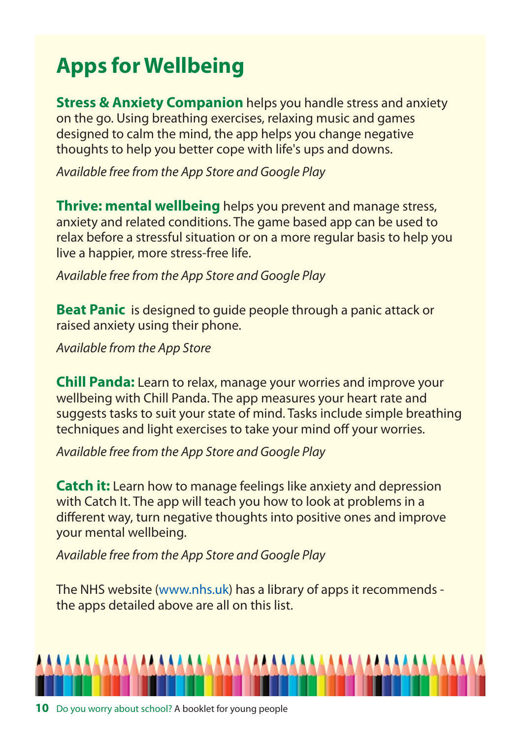# Apps for Wellbeing

**Stress & Anxiety Companion** helps you handle stress and anxiety on the go. Using breathing exercises, relaxing music and games designed to calm the mind, the app helps you change negative thoughts to help you better cope with life's ups and downs.

*Available free from the App Store and Google Play*

**Thrive: mental wellbeing** helps you prevent and manage stress, anxiety and related conditions. The game based app can be used to relax before a stressful situation or on a more regular basis to help you live a happier, more stress-free life.

*Available free from the App Store and Google Play*

**Beat Panic** is designed to guide people through a panic attack or raised anxiety using their phone.

*Available from the App Store*

**Chill Panda:** Learn to relax, manage your worries and improve your wellbeing with Chill Panda. The app measures your heart rate and suggests tasks to suit your state of mind. Tasks include simple breathing techniques and light exercises to take your mind off your worries.

*Available free from the App Store and Google Play*

**Catch it:** Learn how to manage feelings like anxiety and depression with Catch It. The app will teach you how to look at problems in a different way, turn negative thoughts into positive ones and improve your mental wellbeing.

*Available free from the App Store and Google Play*

The NHS website (www.nhs.uk) has a library of apps it recommends - the apps detailed above are all on this list.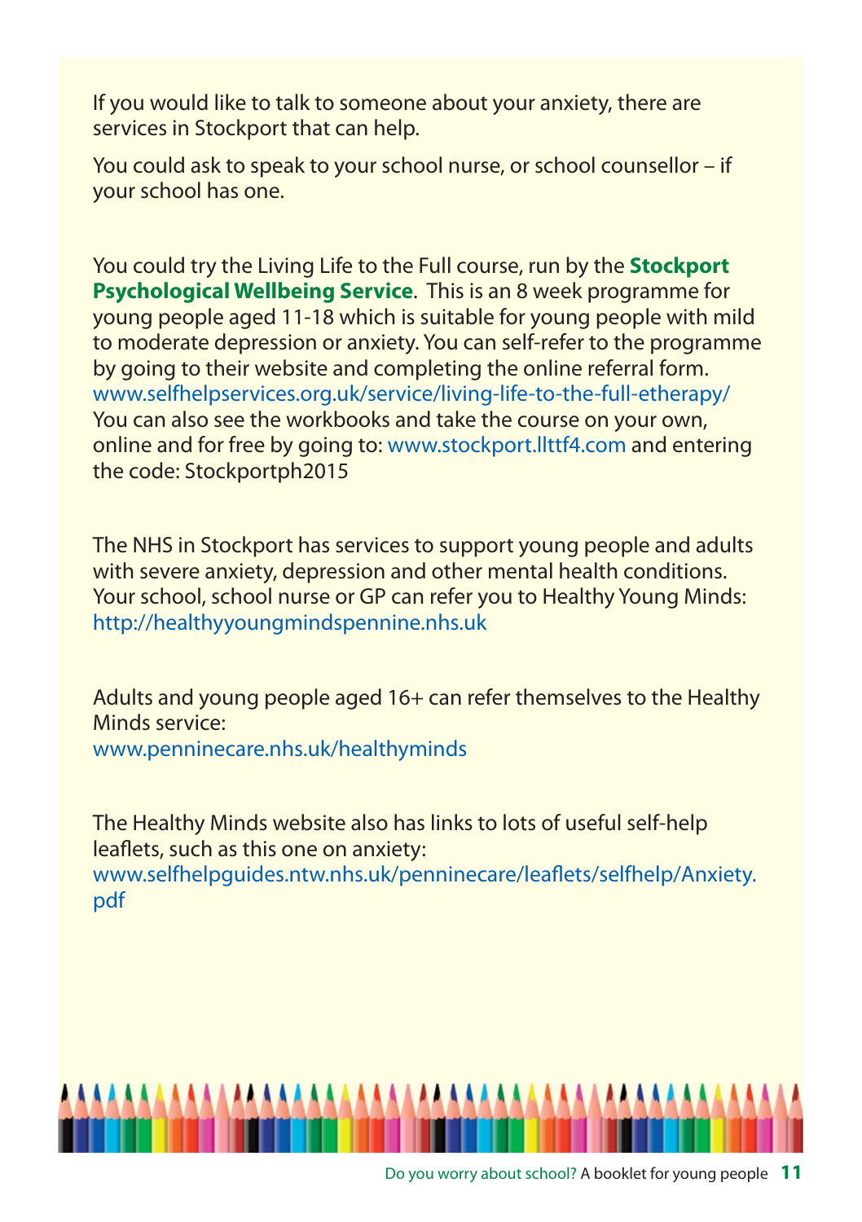If you would like to talk to someone about your anxiety, there are services in Stockport that can help.

You could ask to speak to your school nurse, or school counsellor – if your school has one.

You could try the Living Life to the Full course, run by the **Stockport Psychological Wellbeing Service**. This is an 8 week programme for young people aged 11-18 which is suitable for young people with mild to moderate depression or anxiety. You can self-refer to the programme by going to their website and completing the online referral form. www.selfhelpservices.org.uk/service/living-life-to-the-full-etherapy/ You can also see the workbooks and take the course on your own, online and for free by going to: www.stockport.llttf4.com and entering the code: Stockportph2015

The NHS in Stockport has services to support young people and adults with severe anxiety, depression and other mental health conditions. Your school, school nurse or GP can refer you to Healthy Young Minds: http://healthyyoungmindspennine.nhs.uk

Adults and young people aged 16+ can refer themselves to the Healthy Minds service:
www.penninecare.nhs.uk/healthyminds

The Healthy Minds website also has links to lots of useful self-help leaflets, such as this one on anxiety:
www.selfhelpguides.ntw.nhs.uk/penninecare/leaflets/selfhelp/Anxiety.pdf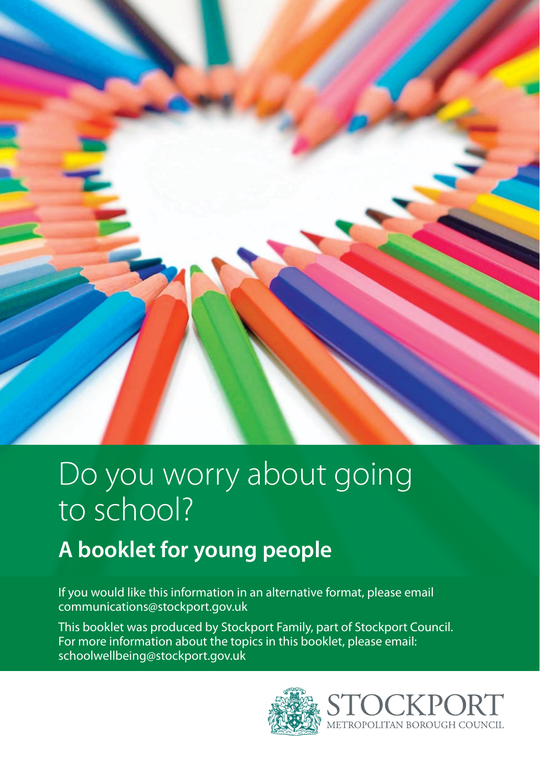# Do you worry about going to school?

## A booklet for young people

If you would like this information in an alternative format, please email communications@stockport.gov.uk

This booklet was produced by Stockport Family, part of Stockport Council. For more information about the topics in this booklet, please email: schoolwellbeing@stockport.gov.uk

STOCKPORT
METROPOLITAN BOROUGH COUNCIL